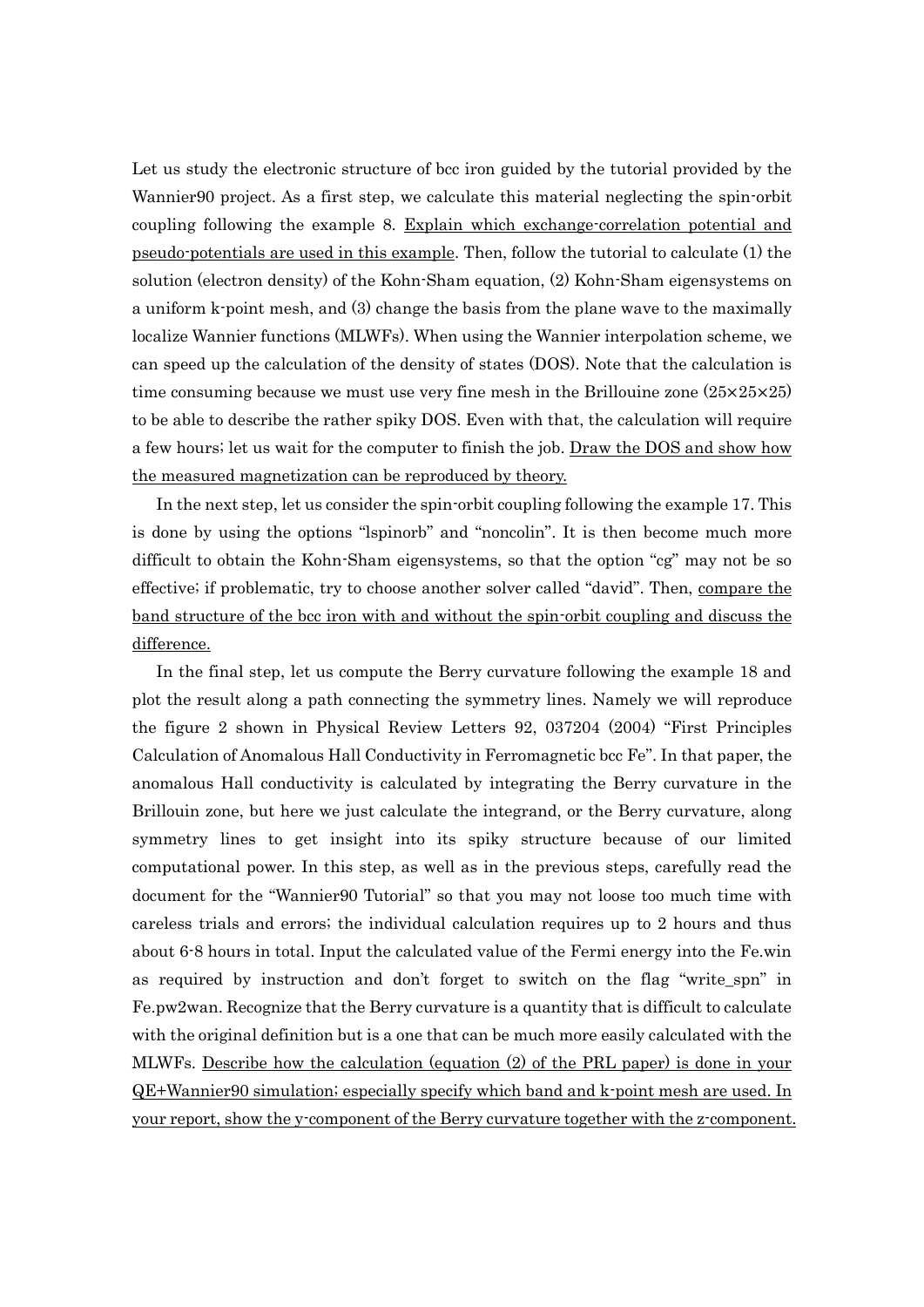Let us study the electronic structure of bcc iron guided by the tutorial provided by the Wannier90 project. As a first step, we calculate this material neglecting the spin-orbit coupling following the example 8. <u>Explain which exchange-correlation potential and pseudo-potentials are used in this example</u>. Then, follow the tutorial to calculate (1) the solution (electron density) of the Kohn-Sham equation, (2) Kohn-Sham eigensystems on a uniform k-point mesh, and (3) change the basis from the plane wave to the maximally localize Wannier functions (MLWFs). When using the Wannier interpolation scheme, we can speed up the calculation of the density of states (DOS). Note that the calculation is time consuming because we must use very fine mesh in the Brillouine zone (25×25×25) to be able to describe the rather spiky DOS. Even with that, the calculation will require a few hours; let us wait for the computer to finish the job. <u>Draw the DOS and show how the measured magnetization can be reproduced by theory.</u>

In the next step, let us consider the spin-orbit coupling following the example 17. This is done by using the options "lspinorb" and "noncolin". It is then become much more difficult to obtain the Kohn-Sham eigensystems, so that the option "cg" may not be so effective; if problematic, try to choose another solver called "david". Then, <u>compare the band structure of the bcc iron with and without the spin-orbit coupling and discuss the difference.</u>

In the final step, let us compute the Berry curvature following the example 18 and plot the result along a path connecting the symmetry lines. Namely we will reproduce the figure 2 shown in Physical Review Letters 92, 037204 (2004) "First Principles Calculation of Anomalous Hall Conductivity in Ferromagnetic bcc Fe". In that paper, the anomalous Hall conductivity is calculated by integrating the Berry curvature in the Brillouin zone, but here we just calculate the integrand, or the Berry curvature, along symmetry lines to get insight into its spiky structure because of our limited computational power. In this step, as well as in the previous steps, carefully read the document for the "Wannier90 Tutorial" so that you may not loose too much time with careless trials and errors; the individual calculation requires up to 2 hours and thus about 6-8 hours in total. Input the calculated value of the Fermi energy into the Fe.win as required by instruction and don't forget to switch on the flag "write_spn" in Fe.pw2wan. Recognize that the Berry curvature is a quantity that is difficult to calculate with the original definition but is a one that can be much more easily calculated with the MLWFs. <u>Describe how the calculation (equation (2) of the PRL paper) is done in your QE+Wannier90 simulation; especially specify which band and k-point mesh are used. In your report, show the y-component of the Berry curvature together with the z-component.</u>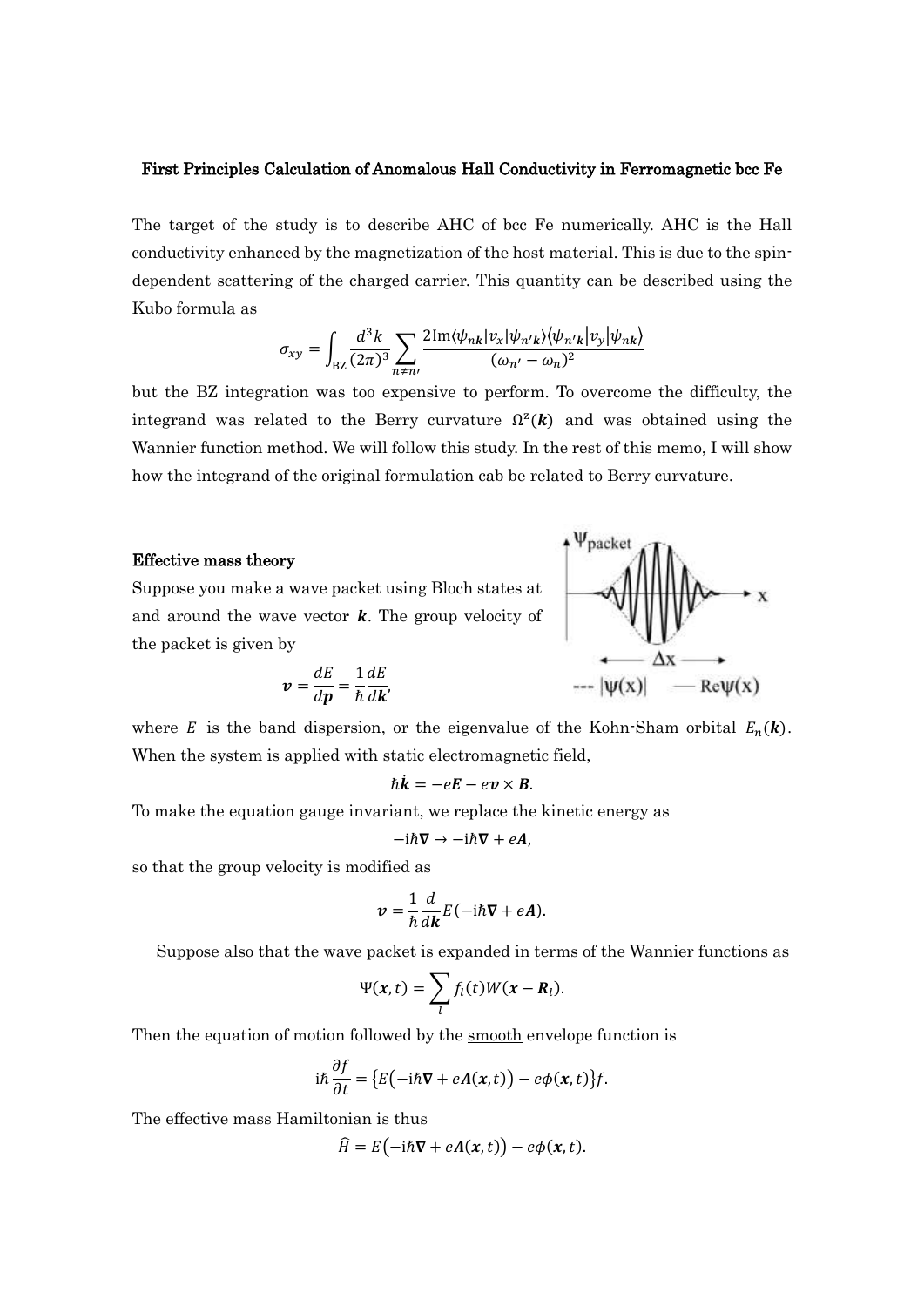**First Principles Calculation of Anomalous Hall Conductivity in Ferromagnetic bcc Fe**

The target of the study is to describe AHC of bcc Fe numerically. AHC is the Hall conductivity enhanced by the magnetization of the host material. This is due to the spin-dependent scattering of the charged carrier. This quantity can be described using the Kubo formula as

$$\sigma_{xy} = \int_{\mathrm{BZ}} \frac{d^3k}{(2\pi)^3} \sum_{n \neq n'} \frac{2\mathrm{Im}\langle \psi_{n\boldsymbol{k}} | v_x | \psi_{n'\boldsymbol{k}} \rangle \langle \psi_{n'\boldsymbol{k}} | v_y | \psi_{n\boldsymbol{k}} \rangle}{(\omega_{n'} - \omega_n)^2}$$

but the BZ integration was too expensive to perform. To overcome the difficulty, the integrand was related to the Berry curvature $\Omega^z(\boldsymbol{k})$ and was obtained using the Wannier function method. We will follow this study. In the rest of this memo, I will show how the integrand of the original formulation cab be related to Berry curvature.

**Effective mass theory**

Suppose you make a wave packet using Bloch states at and around the wave vector $\boldsymbol{k}$. The group velocity of the packet is given by

$$\boldsymbol{v} = \frac{dE}{d\boldsymbol{p}} = \frac{1}{\hbar}\frac{dE}{d\boldsymbol{k}},$$

where $E$ is the band dispersion, or the eigenvalue of the Kohn-Sham orbital $E_n(\boldsymbol{k})$. When the system is applied with static electromagnetic field,

$$\hbar\dot{\boldsymbol{k}} = -e\boldsymbol{E} - e\boldsymbol{v} \times \boldsymbol{B}.$$

To make the equation gauge invariant, we replace the kinetic energy as

$$-\mathrm{i}\hbar\boldsymbol{\nabla} \rightarrow -\mathrm{i}\hbar\boldsymbol{\nabla} + e\boldsymbol{A},$$

so that the group velocity is modified as

$$\boldsymbol{v} = \frac{1}{\hbar}\frac{d}{d\boldsymbol{k}}E(-\mathrm{i}\hbar\boldsymbol{\nabla} + e\boldsymbol{A}).$$

Suppose also that the wave packet is expanded in terms of the Wannier functions as

$$\Psi(\boldsymbol{x}, t) = \sum_l f_l(t) W(\boldsymbol{x} - \boldsymbol{R}_l).$$

Then the equation of motion followed by the smooth envelope function is

$$\mathrm{i}\hbar\frac{\partial f}{\partial t} = \{E(-\mathrm{i}\hbar\boldsymbol{\nabla} + e\boldsymbol{A}(\boldsymbol{x}, t)) - e\phi(\boldsymbol{x}, t)\} f.$$

The effective mass Hamiltonian is thus

$$\hat{H} = E(-\mathrm{i}\hbar\boldsymbol{\nabla} + e\boldsymbol{A}(\boldsymbol{x}, t)) - e\phi(\boldsymbol{x}, t).$$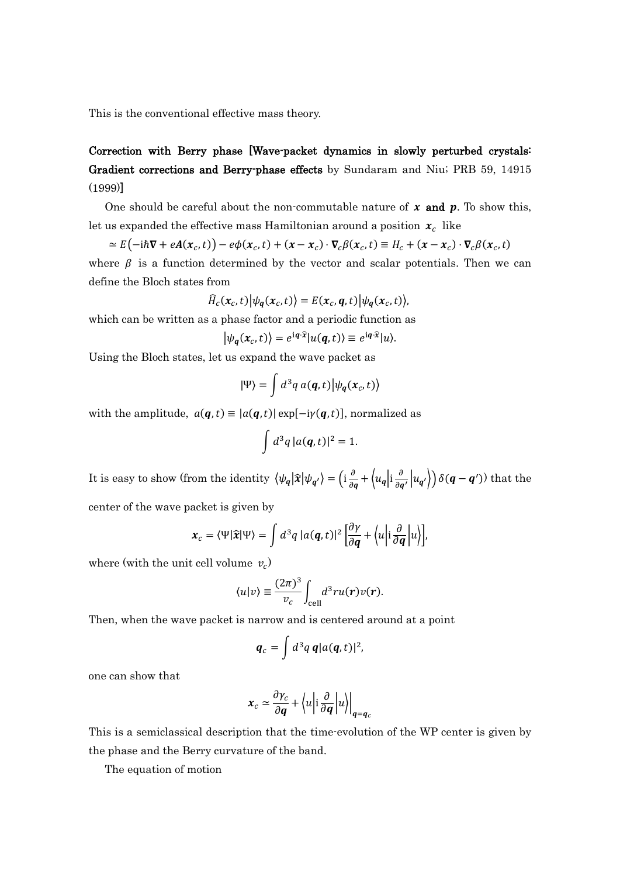This is the conventional effective mass theory.

**Correction with Berry phase [Wave-packet dynamics in slowly perturbed crystals: Gradient corrections and Berry-phase effects** by Sundaram and Niu; PRB 59, 14915 (1999)]

One should be careful about the non-commutable nature of $\boldsymbol{x}$ **and** $\boldsymbol{p}$. To show this, let us expanded the effective mass Hamiltonian around a position $\boldsymbol{x}_c$ like

$$\simeq E\left(-\mathrm{i}\hbar\boldsymbol{\nabla} + e\boldsymbol{A}(\boldsymbol{x}_c,t)\right) - e\phi(\boldsymbol{x}_c,t) + (\boldsymbol{x}-\boldsymbol{x}_c)\cdot\boldsymbol{\nabla}_c\beta(\boldsymbol{x}_c,t) \equiv H_c + (\boldsymbol{x}-\boldsymbol{x}_c)\cdot\boldsymbol{\nabla}_c\beta(\boldsymbol{x}_c,t)$$

where $\beta$ is a function determined by the vector and scalar potentials. Then we can define the Bloch states from

$$\hat{H}_c(\boldsymbol{x}_c,t)\left|\psi_{\boldsymbol{q}}(\boldsymbol{x}_c,t)\right\rangle = E(\boldsymbol{x}_c,\boldsymbol{q},t)\left|\psi_{\boldsymbol{q}}(\boldsymbol{x}_c,t)\right\rangle,$$

which can be written as a phase factor and a periodic function as

$$\left|\psi_{\boldsymbol{q}}(\boldsymbol{x}_c,t)\right\rangle = e^{\mathrm{i}\boldsymbol{q}\cdot\hat{\boldsymbol{x}}}|u(\boldsymbol{q},t)\rangle \equiv e^{\mathrm{i}\boldsymbol{q}\cdot\hat{\boldsymbol{x}}}|u\rangle.$$

Using the Bloch states, let us expand the wave packet as

$$|\Psi\rangle = \int d^3q\, a(\boldsymbol{q},t)\left|\psi_{\boldsymbol{q}}(\boldsymbol{x}_c,t)\right\rangle$$

with the amplitude, $a(\boldsymbol{q},t) \equiv |a(\boldsymbol{q},t)|\exp[-\mathrm{i}\gamma(\boldsymbol{q},t)]$, normalized as

$$\int d^3q\, |a(\boldsymbol{q},t)|^2 = 1.$$

It is easy to show (from the identity $\left\langle\psi_{\boldsymbol{q}}\middle|\hat{\boldsymbol{x}}\middle|\psi_{\boldsymbol{q}'}\right\rangle = \left(\mathrm{i}\frac{\partial}{\partial\boldsymbol{q}} + \left\langle u_{\boldsymbol{q}}\middle|\mathrm{i}\frac{\partial}{\partial\boldsymbol{q}'}\middle|u_{\boldsymbol{q}'}\right\rangle\right)\delta(\boldsymbol{q}-\boldsymbol{q}')$) that the center of the wave packet is given by

$$\boldsymbol{x}_c = \langle\Psi|\hat{\boldsymbol{x}}|\Psi\rangle = \int d^3q\, |a(\boldsymbol{q},t)|^2\left[\frac{\partial\gamma}{\partial\boldsymbol{q}} + \left\langle u\middle|\mathrm{i}\frac{\partial}{\partial\boldsymbol{q}}\middle|u\right\rangle\right],$$

where (with the unit cell volume $v_c$)

$$\langle u|v\rangle \equiv \frac{(2\pi)^3}{v_c}\int_{\mathrm{cell}} d^3r\, u(\boldsymbol{r})v(\boldsymbol{r}).$$

Then, when the wave packet is narrow and is centered around at a point

$$\boldsymbol{q}_c = \int d^3q\, \boldsymbol{q}|a(\boldsymbol{q},t)|^2,$$

one can show that

$$\boldsymbol{x}_c \simeq \frac{\partial\gamma_c}{\partial\boldsymbol{q}} + \left\langle u\middle|\mathrm{i}\frac{\partial}{\partial\boldsymbol{q}}\middle|u\right\rangle\bigg|_{\boldsymbol{q}=\boldsymbol{q}_c}$$

This is a semiclassical description that the time-evolution of the WP center is given by the phase and the Berry curvature of the band.

The equation of motion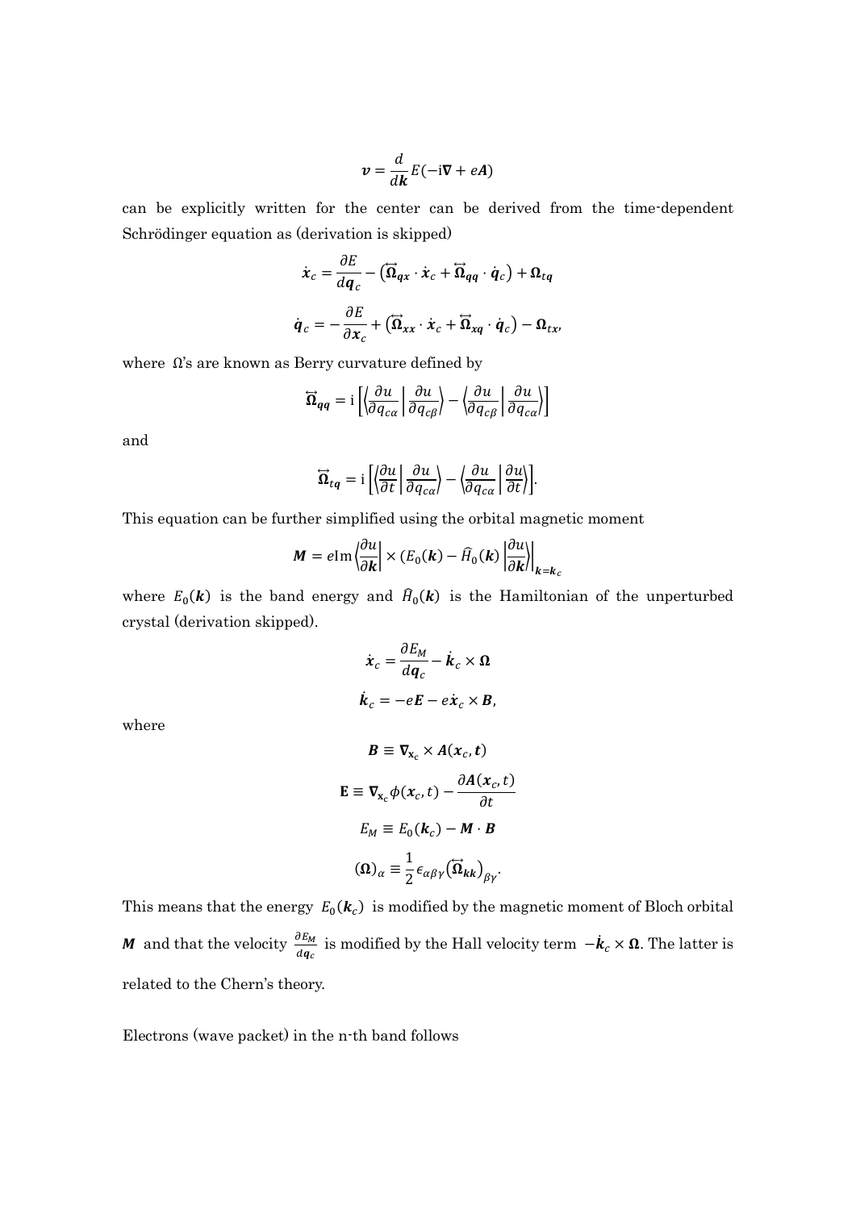$$\boldsymbol{v} = \frac{d}{d\boldsymbol{k}} E(-\mathrm{i}\boldsymbol{\nabla} + e\boldsymbol{A})$$

can be explicitly written for the center can be derived from the time-dependent Schrödinger equation as (derivation is skipped)

$$\dot{\boldsymbol{x}}_c = \frac{\partial E}{d\boldsymbol{q}_c} - \left(\overleftrightarrow{\boldsymbol{\Omega}}_{\boldsymbol{qx}} \cdot \dot{\boldsymbol{x}}_c + \overleftrightarrow{\boldsymbol{\Omega}}_{\boldsymbol{qq}} \cdot \dot{\boldsymbol{q}}_c\right) + \boldsymbol{\Omega}_{t\boldsymbol{q}}$$

$$\dot{\boldsymbol{q}}_c = -\frac{\partial E}{\partial \boldsymbol{x}_c} + \left(\overleftrightarrow{\boldsymbol{\Omega}}_{\boldsymbol{xx}} \cdot \dot{\boldsymbol{x}}_c + \overleftrightarrow{\boldsymbol{\Omega}}_{\boldsymbol{xq}} \cdot \dot{\boldsymbol{q}}_c\right) - \boldsymbol{\Omega}_{t\boldsymbol{x}},$$

where $\Omega$'s are known as Berry curvature defined by

$$\overleftrightarrow{\boldsymbol{\Omega}}_{\boldsymbol{qq}} = \mathrm{i}\left[\left\langle \frac{\partial u}{\partial q_{c\alpha}} \middle| \frac{\partial u}{\partial q_{c\beta}} \right\rangle - \left\langle \frac{\partial u}{\partial q_{c\beta}} \middle| \frac{\partial u}{\partial q_{c\alpha}} \right\rangle\right]$$

and

$$\overleftrightarrow{\boldsymbol{\Omega}}_{t\boldsymbol{q}} = \mathrm{i}\left[\left\langle \frac{\partial u}{\partial t} \middle| \frac{\partial u}{\partial q_{c\alpha}} \right\rangle - \left\langle \frac{\partial u}{\partial q_{c\alpha}} \middle| \frac{\partial u}{\partial t} \right\rangle\right].$$

This equation can be further simplified using the orbital magnetic moment

$$\boldsymbol{M} = e\mathrm{Im}\left\langle \frac{\partial u}{\partial \boldsymbol{k}} \right| \times \left(E_0(\boldsymbol{k}) - \widehat{H}_0(\boldsymbol{k})\right) \left| \frac{\partial u}{\partial \boldsymbol{k}} \right\rangle\Bigg|_{\boldsymbol{k}=\boldsymbol{k}_c}$$

where $E_0(\boldsymbol{k})$ is the band energy and $\widehat{H}_0(\boldsymbol{k})$ is the Hamiltonian of the unperturbed crystal (derivation skipped).

$$\dot{\boldsymbol{x}}_c = \frac{\partial E_M}{d\boldsymbol{q}_c} - \dot{\boldsymbol{k}}_c \times \boldsymbol{\Omega}$$

$$\dot{\boldsymbol{k}}_c = -e\boldsymbol{E} - e\dot{\boldsymbol{x}}_c \times \boldsymbol{B},$$

where

$$\boldsymbol{B} \equiv \boldsymbol{\nabla}_{\mathbf{x}_c} \times \boldsymbol{A}(\boldsymbol{x}_c, \boldsymbol{t})$$

$$\mathbf{E} \equiv \boldsymbol{\nabla}_{\mathbf{x}_c} \phi(\boldsymbol{x}_c, t) - \frac{\partial \boldsymbol{A}(\boldsymbol{x}_c, t)}{\partial t}$$

$$E_M \equiv E_0(\boldsymbol{k}_c) - \boldsymbol{M} \cdot \boldsymbol{B}$$

$$(\boldsymbol{\Omega})_\alpha \equiv \frac{1}{2} \epsilon_{\alpha\beta\gamma} \left(\overleftrightarrow{\boldsymbol{\Omega}}_{\boldsymbol{kk}}\right)_{\beta\gamma}.$$

This means that the energy $E_0(\boldsymbol{k}_c)$ is modified by the magnetic moment of Bloch orbital $\boldsymbol{M}$ and that the velocity $\frac{\partial E_M}{d\boldsymbol{q}_c}$ is modified by the Hall velocity term $-\dot{\boldsymbol{k}}_c \times \boldsymbol{\Omega}$. The latter is related to the Chern's theory.

Electrons (wave packet) in the n-th band follows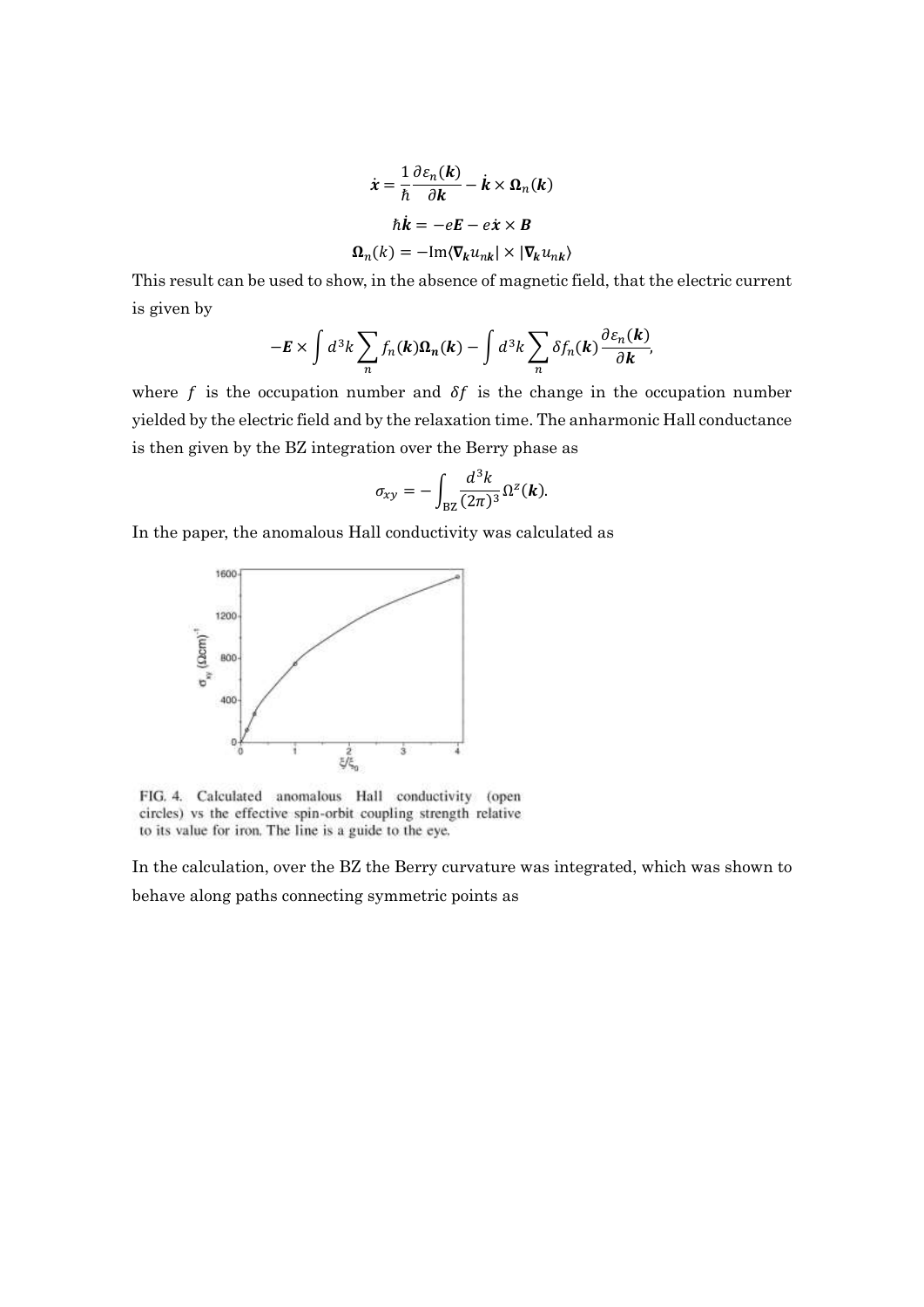$$\dot{\boldsymbol{x}} = \frac{1}{\hbar}\frac{\partial \varepsilon_n(\boldsymbol{k})}{\partial \boldsymbol{k}} - \dot{\boldsymbol{k}} \times \boldsymbol{\Omega}_n(\boldsymbol{k})$$

$$\hbar\dot{\boldsymbol{k}} = -e\boldsymbol{E} - e\dot{\boldsymbol{x}} \times \boldsymbol{B}$$

$$\boldsymbol{\Omega}_n(k) = -\mathrm{Im}\langle \boldsymbol{\nabla}_{\boldsymbol{k}} u_{n\boldsymbol{k}}| \times |\boldsymbol{\nabla}_{\boldsymbol{k}} u_{n\boldsymbol{k}}\rangle$$

This result can be used to show, in the absence of magnetic field, that the electric current is given by

$$-\boldsymbol{E} \times \int d^3k \sum_n f_n(\boldsymbol{k})\boldsymbol{\Omega}_{\boldsymbol{n}}(\boldsymbol{k}) - \int d^3k \sum_n \delta f_n(\boldsymbol{k}) \frac{\partial \varepsilon_n(\boldsymbol{k})}{\partial \boldsymbol{k}},$$

where $f$ is the occupation number and $\delta f$ is the change in the occupation number yielded by the electric field and by the relaxation time. The anharmonic Hall conductance is then given by the BZ integration over the Berry phase as

$$\sigma_{xy} = -\int_{\mathrm{BZ}} \frac{d^3k}{(2\pi)^3} \Omega^z(\boldsymbol{k}).$$

In the paper, the anomalous Hall conductivity was calculated as

1600
1200
800
400
0
$\sigma_{xy}$ $(\Omega\mathrm{cm})^{-1}$
0
1
2
3
4
$\xi/\xi_0$

FIG. 4. Calculated anomalous Hall conductivity (open circles) vs the effective spin-orbit coupling strength relative to its value for iron. The line is a guide to the eye.

In the calculation, over the BZ the Berry curvature was integrated, which was shown to behave along paths connecting symmetric points as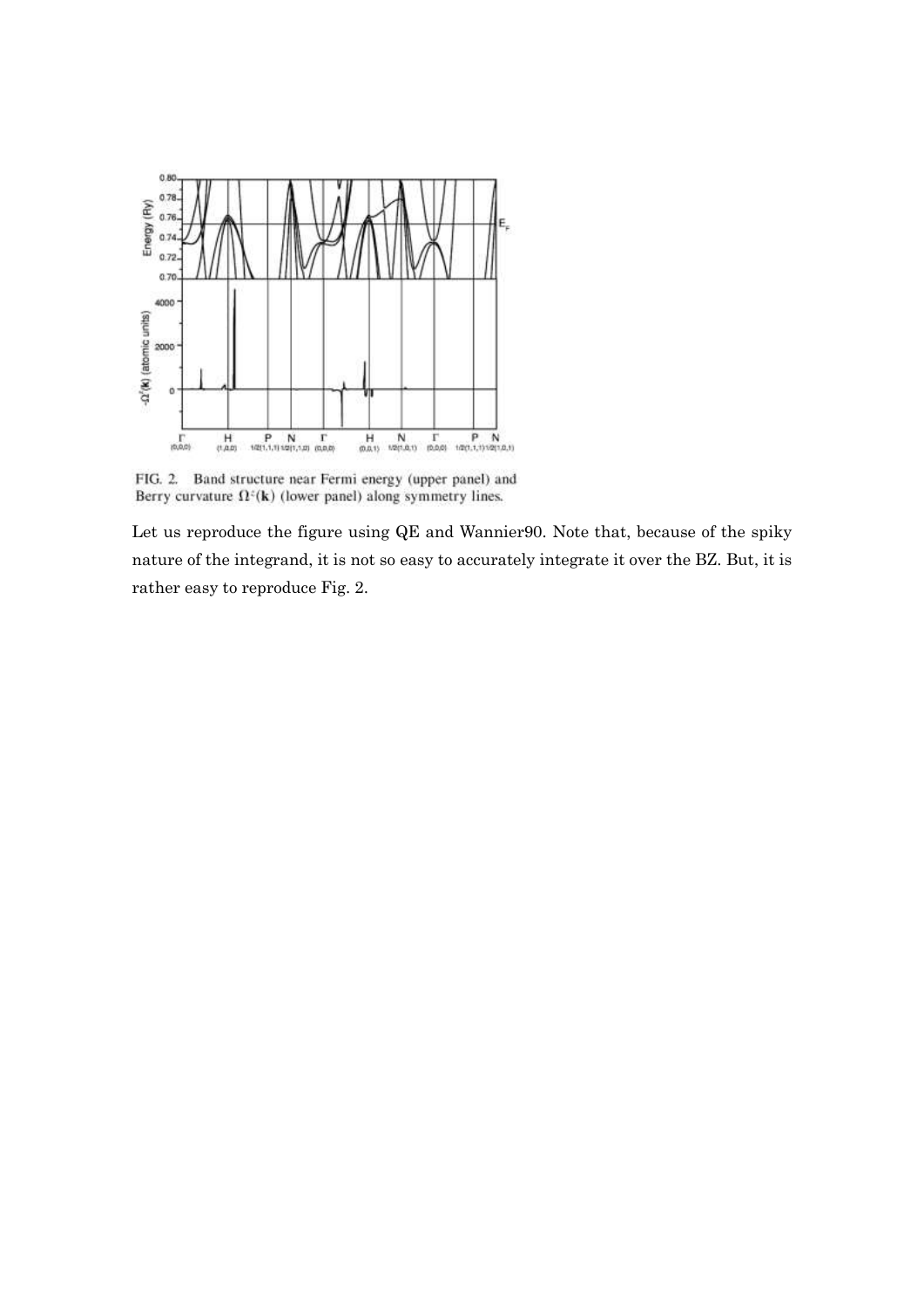0.80
0.78
0.76
0.74
0.72
0.70
Energy (Ry)
$E_F$
4000
2000
0
$-\Omega^z(\mathbf{k})$ (atomic units)
Γ (0,0,0)
H (1,0,0)
P 1/2(1,1,1)
N 1/2(1,1,0)
Γ (0,0,0)
H (0,0,1)
N 1/2(1,0,1)
Γ (0,0,0)
P 1/2(1,1,1)
N 1/2(1,0,1)

FIG. 2. Band structure near Fermi energy (upper panel) and Berry curvature $\Omega^z(\mathbf{k})$ (lower panel) along symmetry lines.

Let us reproduce the figure using QE and Wannier90. Note that, because of the spiky nature of the integrand, it is not so easy to accurately integrate it over the BZ. But, it is rather easy to reproduce Fig. 2.